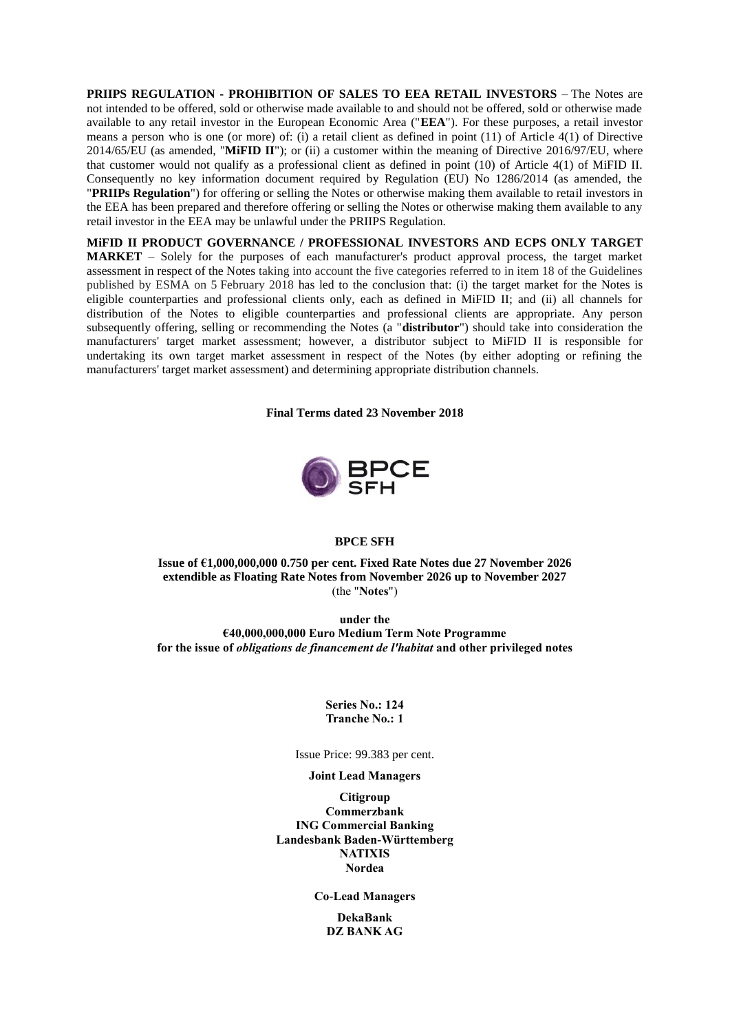**PRIIPS REGULATION - PROHIBITION OF SALES TO EEA RETAIL INVESTORS** – The Notes are not intended to be offered, sold or otherwise made available to and should not be offered, sold or otherwise made available to any retail investor in the European Economic Area ("**EEA**"). For these purposes, a retail investor means a person who is one (or more) of: (i) a retail client as defined in point (11) of Article 4(1) of Directive 2014/65/EU (as amended, "**MiFID II**"); or (ii) a customer within the meaning of Directive 2016/97/EU, where that customer would not qualify as a professional client as defined in point (10) of Article 4(1) of MiFID II. Consequently no key information document required by Regulation (EU) No 1286/2014 (as amended, the "**PRIIPs Regulation**") for offering or selling the Notes or otherwise making them available to retail investors in the EEA has been prepared and therefore offering or selling the Notes or otherwise making them available to any retail investor in the EEA may be unlawful under the PRIIPS Regulation.

**MiFID II PRODUCT GOVERNANCE / PROFESSIONAL INVESTORS AND ECPS ONLY TARGET MARKET** – Solely for the purposes of each manufacturer's product approval process, the target market assessment in respect of the Notes taking into account the five categories referred to in item 18 of the Guidelines published by ESMA on 5 February 2018 has led to the conclusion that: (i) the target market for the Notes is eligible counterparties and professional clients only, each as defined in MiFID II; and (ii) all channels for distribution of the Notes to eligible counterparties and professional clients are appropriate. Any person subsequently offering, selling or recommending the Notes (a "**distributor**") should take into consideration the manufacturers' target market assessment; however, a distributor subject to MiFID II is responsible for undertaking its own target market assessment in respect of the Notes (by either adopting or refining the manufacturers' target market assessment) and determining appropriate distribution channels.

**Final Terms dated 23 November 2018**

BPCE SFH

**BPCE SFH**

**Issue of €1,000,000,000 0.750 per cent. Fixed Rate Notes due 27 November 2026 extendible as Floating Rate Notes from November 2026 up to November 2027**
(the "**Notes**")

**under the**
**€40,000,000,000 Euro Medium Term Note Programme**
**for the issue of *obligations de financement de l'habitat* and other privileged notes**

**Series No.: 124**
**Tranche No.: 1**

Issue Price: 99.383 per cent.

**Joint Lead Managers**

**Citigroup**
**Commerzbank**
**ING Commercial Banking**
**Landesbank Baden-Württemberg**
**NATIXIS**
**Nordea**

**Co-Lead Managers**

**DekaBank**
**DZ BANK AG**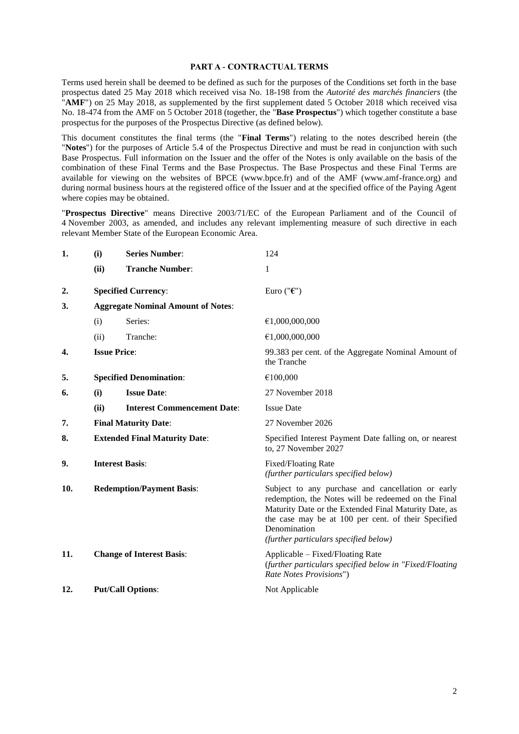## PART A - CONTRACTUAL TERMS

Terms used herein shall be deemed to be defined as such for the purposes of the Conditions set forth in the base prospectus dated 25 May 2018 which received visa No. 18-198 from the *Autorité des marchés financiers* (the "**AMF**") on 25 May 2018, as supplemented by the first supplement dated 5 October 2018 which received visa No. 18-474 from the AMF on 5 October 2018 (together, the "**Base Prospectus**") which together constitute a base prospectus for the purposes of the Prospectus Directive (as defined below).

This document constitutes the final terms (the "**Final Terms**") relating to the notes described herein (the "**Notes**") for the purposes of Article 5.4 of the Prospectus Directive and must be read in conjunction with such Base Prospectus. Full information on the Issuer and the offer of the Notes is only available on the basis of the combination of these Final Terms and the Base Prospectus. The Base Prospectus and these Final Terms are available for viewing on the websites of BPCE (www.bpce.fr) and of the AMF (www.amf-france.org) and during normal business hours at the registered office of the Issuer and at the specified office of the Paying Agent where copies may be obtained.

"**Prospectus Directive**" means Directive 2003/71/EC of the European Parliament and of the Council of 4 November 2003, as amended, and includes any relevant implementing measure of such directive in each relevant Member State of the European Economic Area.

| | | | |
|---|---|---|---|
| **1.** | **(i)** | **Series Number**: | 124 |
| | **(ii)** | **Tranche Number**: | 1 |
| **2.** | | **Specified Currency**: | Euro ("**€**") |
| **3.** | | **Aggregate Nominal Amount of Notes**: | |
| | (i) | Series: | €1,000,000,000 |
| | (ii) | Tranche: | €1,000,000,000 |
| **4.** | | **Issue Price**: | 99.383 per cent. of the Aggregate Nominal Amount of the Tranche |
| **5.** | | **Specified Denomination**: | €100,000 |
| **6.** | **(i)** | **Issue Date**: | 27 November 2018 |
| | **(ii)** | **Interest Commencement Date**: | Issue Date |
| **7.** | | **Final Maturity Date**: | 27 November 2026 |
| **8.** | | **Extended Final Maturity Date**: | Specified Interest Payment Date falling on, or nearest to, 27 November 2027 |
| **9.** | | **Interest Basis**: | Fixed/Floating Rate *(further particulars specified below)* |
| **10.** | | **Redemption/Payment Basis**: | Subject to any purchase and cancellation or early redemption, the Notes will be redeemed on the Final Maturity Date or the Extended Final Maturity Date, as the case may be at 100 per cent. of their Specified Denomination *(further particulars specified below)* |
| **11.** | | **Change of Interest Basis**: | Applicable – Fixed/Floating Rate (*further particulars specified below in "Fixed/Floating Rate Notes Provisions"*) |
| **12.** | | **Put/Call Options**: | Not Applicable |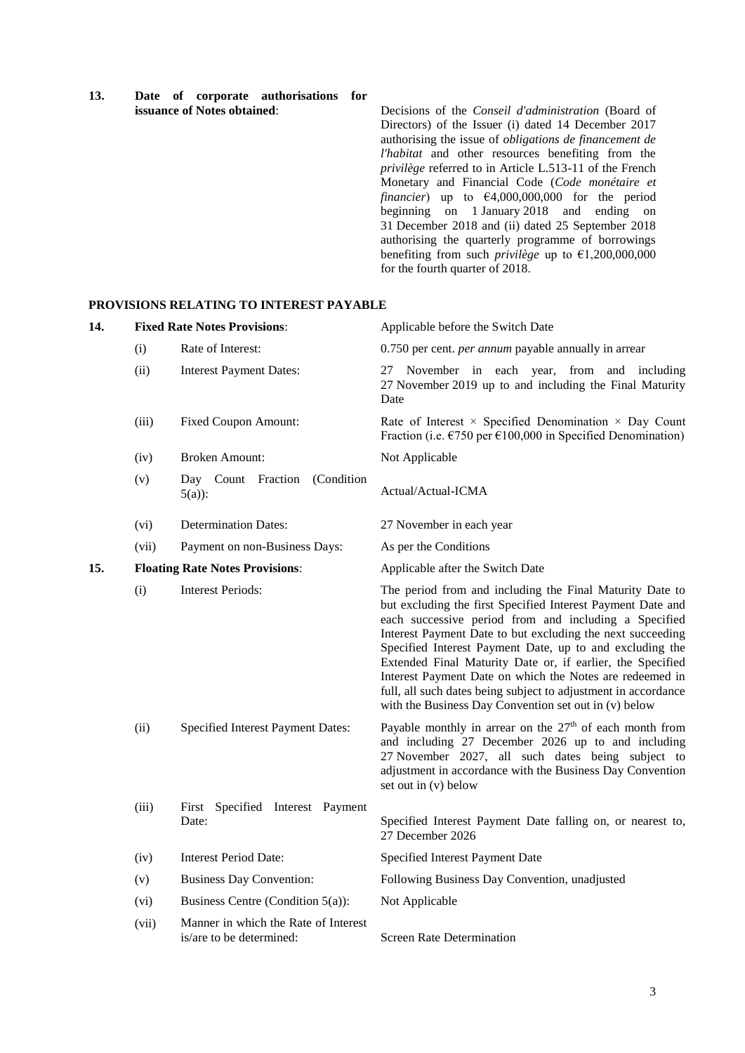| | | |
|---|---|---|
| **13.** | **Date of corporate authorisations for issuance of Notes obtained**: | Decisions of the *Conseil d'administration* (Board of Directors) of the Issuer (i) dated 14 December 2017 authorising the issue of *obligations de financement de l'habitat* and other resources benefiting from the *privilège* referred to in Article L.513-11 of the French Monetary and Financial Code (*Code monétaire et financier*) up to €4,000,000,000 for the period beginning on 1 January 2018 and ending on 31 December 2018 and (ii) dated 25 September 2018 authorising the quarterly programme of borrowings benefiting from such *privilège* up to €1,200,000,000 for the fourth quarter of 2018. |

**PROVISIONS RELATING TO INTEREST PAYABLE**

| | | | |
|---|---|---|---|
| **14.** | **Fixed Rate Notes Provisions**: | | Applicable before the Switch Date |
| | (i) | Rate of Interest: | 0.750 per cent. *per annum* payable annually in arrear |
| | (ii) | Interest Payment Dates: | 27 November in each year, from and including 27 November 2019 up to and including the Final Maturity Date |
| | (iii) | Fixed Coupon Amount: | Rate of Interest × Specified Denomination × Day Count Fraction (i.e. €750 per €100,000 in Specified Denomination) |
| | (iv) | Broken Amount: | Not Applicable |
| | (v) | Day Count Fraction (Condition 5(a)): | Actual/Actual-ICMA |
| | (vi) | Determination Dates: | 27 November in each year |
| | (vii) | Payment on non-Business Days: | As per the Conditions |
| **15.** | **Floating Rate Notes Provisions**: | | Applicable after the Switch Date |
| | (i) | Interest Periods: | The period from and including the Final Maturity Date to but excluding the first Specified Interest Payment Date and each successive period from and including a Specified Interest Payment Date to but excluding the next succeeding Specified Interest Payment Date, up to and excluding the Extended Final Maturity Date or, if earlier, the Specified Interest Payment Date on which the Notes are redeemed in full, all such dates being subject to adjustment in accordance with the Business Day Convention set out in (v) below |
| | (ii) | Specified Interest Payment Dates: | Payable monthly in arrear on the 27th of each month from and including 27 December 2026 up to and including 27 November 2027, all such dates being subject to adjustment in accordance with the Business Day Convention set out in (v) below |
| | (iii) | First Specified Interest Payment Date: | Specified Interest Payment Date falling on, or nearest to, 27 December 2026 |
| | (iv) | Interest Period Date: | Specified Interest Payment Date |
| | (v) | Business Day Convention: | Following Business Day Convention, unadjusted |
| | (vi) | Business Centre (Condition 5(a)): | Not Applicable |
| | (vii) | Manner in which the Rate of Interest is/are to be determined: | Screen Rate Determination |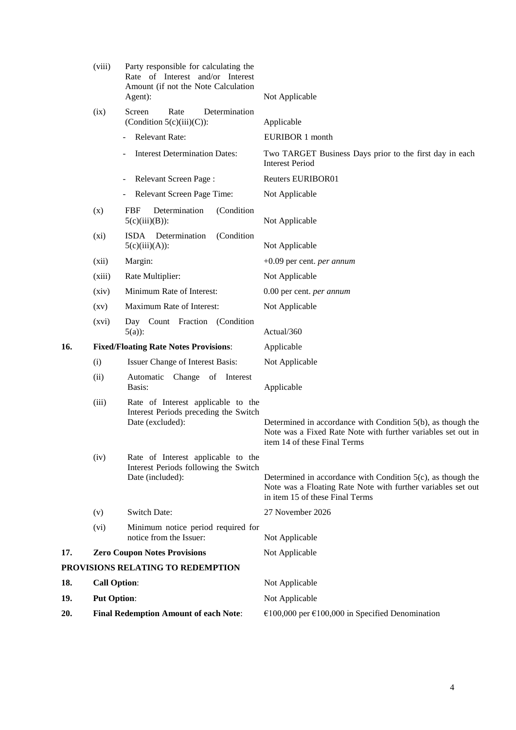| | | | |
|---|---|---|---|
| | (viii) | Party responsible for calculating the Rate of Interest and/or Interest Amount (if not the Note Calculation Agent): | Not Applicable |
| | (ix) | Screen Rate Determination (Condition 5(c)(iii)(C)): | Applicable |
| | | - Relevant Rate: | EURIBOR 1 month |
| | | - Interest Determination Dates: | Two TARGET Business Days prior to the first day in each Interest Period |
| | | - Relevant Screen Page : | Reuters EURIBOR01 |
| | | - Relevant Screen Page Time: | Not Applicable |
| | (x) | FBF Determination (Condition 5(c)(iii)(B)): | Not Applicable |
| | (xi) | ISDA Determination (Condition 5(c)(iii)(A)): | Not Applicable |
| | (xii) | Margin: | +0.09 per cent. *per annum* |
| | (xiii) | Rate Multiplier: | Not Applicable |
| | (xiv) | Minimum Rate of Interest: | 0.00 per cent. *per annum* |
| | (xv) | Maximum Rate of Interest: | Not Applicable |
| | (xvi) | Day Count Fraction (Condition 5(a)): | Actual/360 |
| **16.** | **Fixed/Floating Rate Notes Provisions**: | | Applicable |
| | (i) | Issuer Change of Interest Basis: | Not Applicable |
| | (ii) | Automatic Change of Interest Basis: | Applicable |
| | (iii) | Rate of Interest applicable to the Interest Periods preceding the Switch Date (excluded): | Determined in accordance with Condition 5(b), as though the Note was a Fixed Rate Note with further variables set out in item 14 of these Final Terms |
| | (iv) | Rate of Interest applicable to the Interest Periods following the Switch Date (included): | Determined in accordance with Condition 5(c), as though the Note was a Floating Rate Note with further variables set out in item 15 of these Final Terms |
| | (v) | Switch Date: | 27 November 2026 |
| | (vi) | Minimum notice period required for notice from the Issuer: | Not Applicable |
| **17.** | **Zero Coupon Notes Provisions** | | Not Applicable |

**PROVISIONS RELATING TO REDEMPTION**

| | | |
|---|---|---|
| **18.** | **Call Option**: | Not Applicable |
| **19.** | **Put Option**: | Not Applicable |
| **20.** | **Final Redemption Amount of each Note**: | €100,000 per €100,000 in Specified Denomination |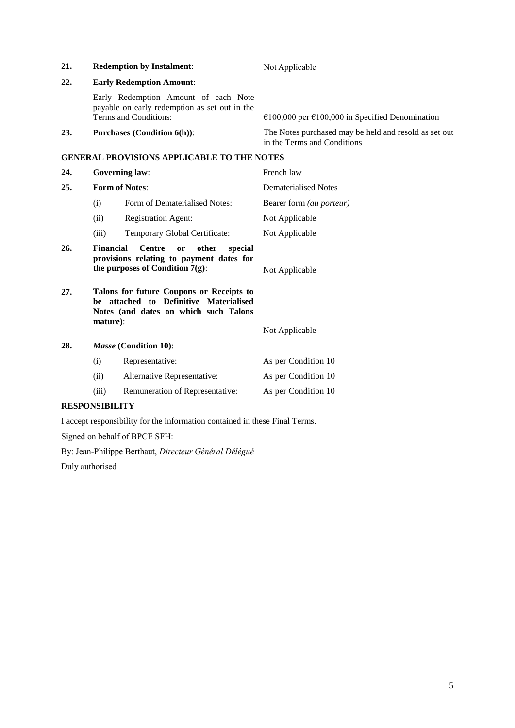| | | |
|---|---|---|
| **21.** | **Redemption by Instalment**: | Not Applicable |
| **22.** | **Early Redemption Amount**: | |
| | Early Redemption Amount of each Note payable on early redemption as set out in the Terms and Conditions: | €100,000 per €100,000 in Specified Denomination |
| **23.** | **Purchases (Condition 6(h))**: | The Notes purchased may be held and resold as set out in the Terms and Conditions |

**GENERAL PROVISIONS APPLICABLE TO THE NOTES**

| | | |
|---|---|---|
| **24.** | **Governing law**: | French law |
| **25.** | **Form of Notes**: | Dematerialised Notes |
| | (i) Form of Dematerialised Notes: | Bearer form *(au porteur)* |
| | (ii) Registration Agent: | Not Applicable |
| | (iii) Temporary Global Certificate: | Not Applicable |
| **26.** | **Financial Centre or other special provisions relating to payment dates for the purposes of Condition 7(g)**: | Not Applicable |
| **27.** | **Talons for future Coupons or Receipts to be attached to Definitive Materialised Notes (and dates on which such Talons mature)**: | Not Applicable |
| **28.** | ***Masse* (Condition 10)**: | |
| | (i) Representative: | As per Condition 10 |
| | (ii) Alternative Representative: | As per Condition 10 |
| | (iii) Remuneration of Representative: | As per Condition 10 |

**RESPONSIBILITY**

I accept responsibility for the information contained in these Final Terms.

Signed on behalf of BPCE SFH:

By: Jean-Philippe Berthaut, *Directeur Général Délégué*

Duly authorised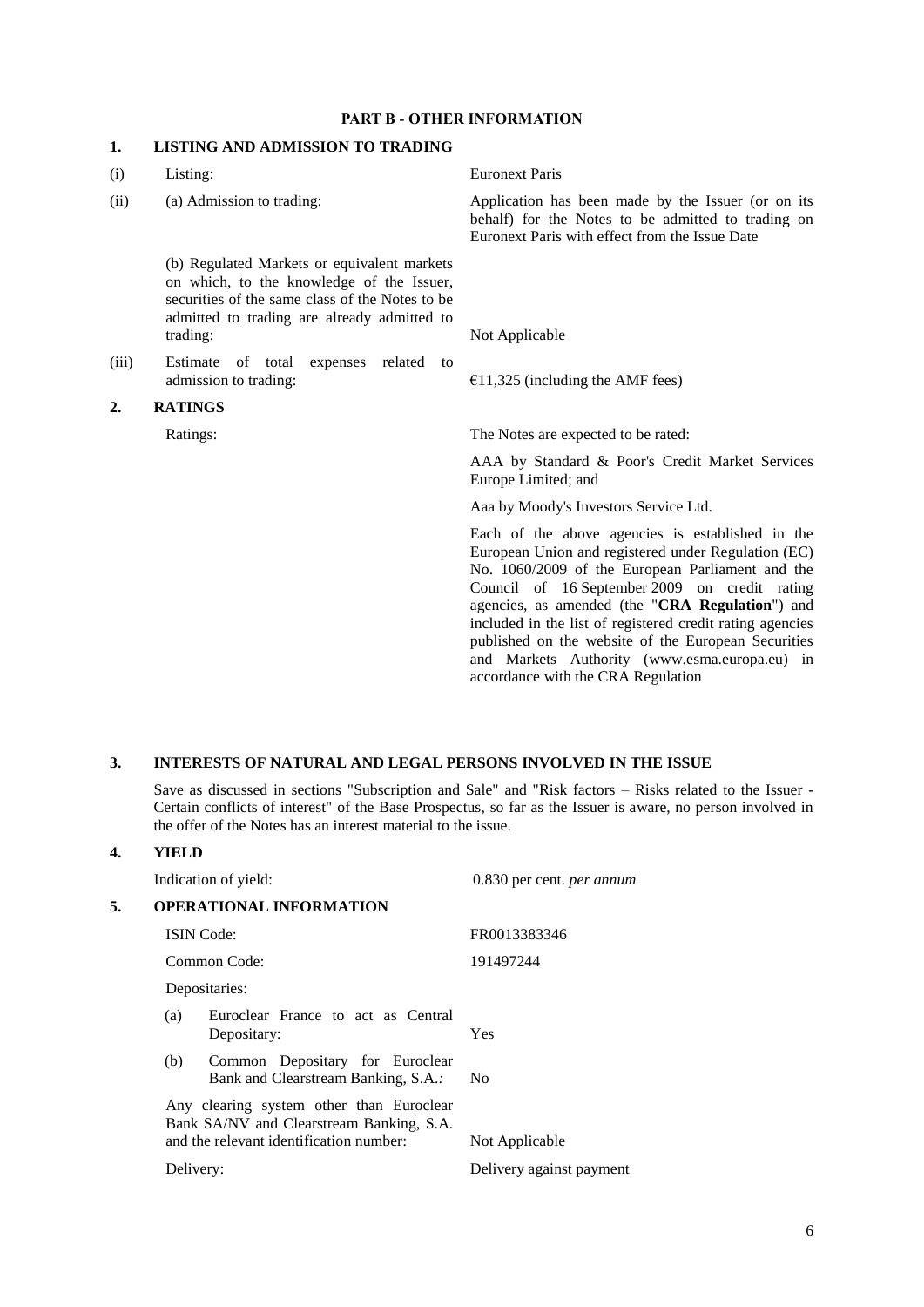## PART B - OTHER INFORMATION

### 1. LISTING AND ADMISSION TO TRADING

| | | |
|---|---|---|
| (i) | Listing: | Euronext Paris |
| (ii) | (a) Admission to trading: | Application has been made by the Issuer (or on its behalf) for the Notes to be admitted to trading on Euronext Paris with effect from the Issue Date |
| | (b) Regulated Markets or equivalent markets on which, to the knowledge of the Issuer, securities of the same class of the Notes to be admitted to trading are already admitted to trading: | Not Applicable |
| (iii) | Estimate of total expenses related to admission to trading: | €11,325 (including the AMF fees) |

### 2. RATINGS

| | |
|---|---|
| Ratings: | The Notes are expected to be rated: |
| | AAA by Standard & Poor's Credit Market Services Europe Limited; and |
| | Aaa by Moody's Investors Service Ltd. |
| | Each of the above agencies is established in the European Union and registered under Regulation (EC) No. 1060/2009 of the European Parliament and the Council of 16 September 2009 on credit rating agencies, as amended (the "**CRA Regulation**") and included in the list of registered credit rating agencies published on the website of the European Securities and Markets Authority (www.esma.europa.eu) in accordance with the CRA Regulation |

### 3. INTERESTS OF NATURAL AND LEGAL PERSONS INVOLVED IN THE ISSUE

Save as discussed in sections "Subscription and Sale" and "Risk factors – Risks related to the Issuer - Certain conflicts of interest" of the Base Prospectus, so far as the Issuer is aware, no person involved in the offer of the Notes has an interest material to the issue.

### 4. YIELD

| | |
|---|---|
| Indication of yield: | 0.830 per cent. *per annum* |

### 5. OPERATIONAL INFORMATION

| | |
|---|---|
| ISIN Code: | FR0013383346 |
| Common Code: | 191497244 |
| Depositaries: | |
| (a) Euroclear France to act as Central Depositary: | Yes |
| (b) Common Depositary for Euroclear Bank and Clearstream Banking, S.A.*:* | No |
| Any clearing system other than Euroclear Bank SA/NV and Clearstream Banking, S.A. and the relevant identification number: | Not Applicable |
| Delivery: | Delivery against payment |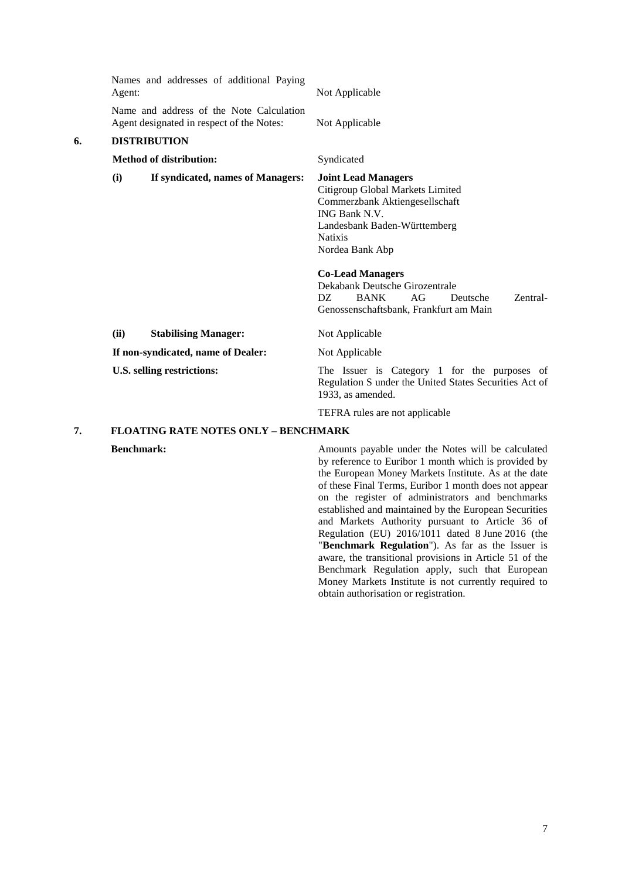| | |
|---|---|
| Names and addresses of additional Paying Agent: | Not Applicable |
| Name and address of the Note Calculation Agent designated in respect of the Notes: | Not Applicable |

## 6. DISTRIBUTION

| | |
|---|---|
| **Method of distribution:** | Syndicated |
| **(i) If syndicated, names of Managers:** | **Joint Lead Managers**<br>Citigroup Global Markets Limited<br>Commerzbank Aktiengesellschaft<br>ING Bank N.V.<br>Landesbank Baden-Württemberg<br>Natixis<br>Nordea Bank Abp<br><br>**Co-Lead Managers**<br>Dekabank Deutsche Girozentrale<br>DZ BANK AG Deutsche Zentral-Genossenschaftsbank, Frankfurt am Main |
| **(ii) Stabilising Manager:** | Not Applicable |
| **If non-syndicated, name of Dealer:** | Not Applicable |
| **U.S. selling restrictions:** | The Issuer is Category 1 for the purposes of Regulation S under the United States Securities Act of 1933, as amended.<br><br>TEFRA rules are not applicable |

## 7. FLOATING RATE NOTES ONLY – BENCHMARK

| | |
|---|---|
| **Benchmark:** | Amounts payable under the Notes will be calculated by reference to Euribor 1 month which is provided by the European Money Markets Institute. As at the date of these Final Terms, Euribor 1 month does not appear on the register of administrators and benchmarks established and maintained by the European Securities and Markets Authority pursuant to Article 36 of Regulation (EU) 2016/1011 dated 8 June 2016 (the "**Benchmark Regulation**"). As far as the Issuer is aware, the transitional provisions in Article 51 of the Benchmark Regulation apply, such that European Money Markets Institute is not currently required to obtain authorisation or registration. |